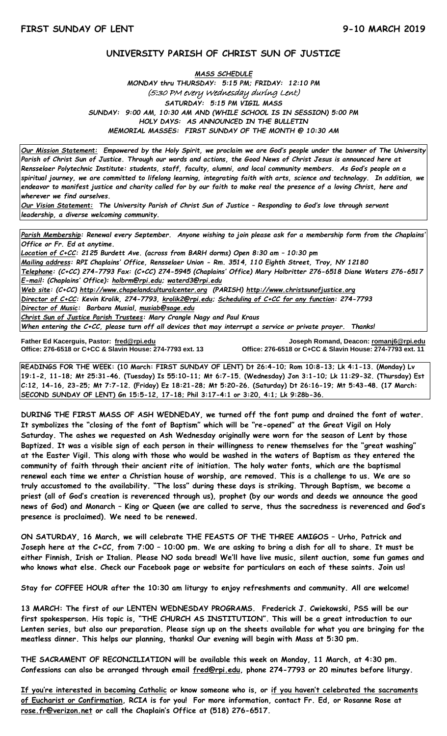**FIRST SUNDAY OF LENT** **9-10 MARCH 2019**

## UNIVERSITY PARISH OF CHRIST SUN OF JUSTICE

***MASS SCHEDULE***

***MONDAY thru THURSDAY: 5:15 PM; FRIDAY: 12:10 PM***

*(5:30 PM every Wednesday during Lent)*

***SATURDAY: 5:15 PM VIGIL MASS***

***SUNDAY: 9:00 AM, 10:30 AM AND (WHILE SCHOOL IS IN SESSION) 5:00 PM***

***HOLY DAYS: AS ANNOUNCED IN THE BULLETIN***

***MEMORIAL MASSES: FIRST SUNDAY OF THE MONTH @ 10:30 AM***

***Our Mission Statement:** Empowered by the Holy Spirit, we proclaim we are God's people under the banner of The University Parish of Christ Sun of Justice. Through our words and actions, the Good News of Christ Jesus is announced here at Rensselaer Polytechnic Institute: students, staff, faculty, alumni, and local community members. As God's people on a spiritual journey, we are committed to lifelong learning, integrating faith with arts, science and technology. In addition, we endeavor to manifest justice and charity called for by our faith to make real the presence of a loving Christ, here and wherever we find ourselves.*

***Our Vision Statement:** The University Parish of Christ Sun of Justice – Responding to God's love through servant leadership, a diverse welcoming community.*

***Parish Membership**: Renewal every September. Anyone wishing to join please ask for a membership form from the Chaplains' Office or Fr. Ed at anytime.*

***Location of C+CC**: 2125 Burdett Ave. (across from BARH dorms) Open 8:30 am – 10:30 pm*

***Mailing address**: RPI Chaplains' Office, Rensselaer Union - Rm. 3514, 110 Eighth Street, Troy, NY 12180*

***Telephone**: (C+CC) 274-7793 Fax: (C+CC) 274-5945 (Chaplains' Office) Mary Holbritter 276-6518 Diane Waters 276-6517*

***E-mail**: (Chaplains' Office): holbrm@rpi.edu; waterd3@rpi.edu*

***Web site**: (C+CC) http://www.chapelandculturalcenter.org (PARISH) http://www.christsunofjustice.org*

***Director of C+CC**: Kevin Krolik, 274-7793, krolik2@rpi.edu; Scheduling of C+CC for any function: 274-7793*

***Director of Music**: Barbara Musial, musiab@sage.edu*

***Christ Sun of Justice Parish Trustees**: Mary Crangle Nagy and Paul Kraus*

*When entering the C+CC, please turn off all devices that may interrupt a service or private prayer. Thanks!*

**Father Ed Kacerguis, Pastor: fred@rpi.edu**
**Office: 276-6518 or C+CC & Slavin House: 274-7793 ext. 13**

**Joseph Romand, Deacon: romanj6@rpi.edu**
**Office: 276-6518 or C+CC & Slavin House: 274-7793 ext. 11**

**READINGS FOR THE WEEK: (10 March: FIRST SUNDAY OF LENT) Dt 26:4-10; Rom 10:8-13; Lk 4:1-13. (Monday) Lv 19:1-2, 11-18; Mt 25:31-46. (Tuesday) Is 55:10-11; Mt 6:7-15. (Wednesday) Jon 3:1-10; Lk 11:29-32. (Thursday) Est C:12, 14-16, 23-25; Mt 7:7-12. (Friday) Ez 18:21-28; Mt 5:20-26. (Saturday) Dt 26:16-19; Mt 5:43-48. (17 March: SECOND SUNDAY OF LENT) Gn 15:5-12, 17-18; Phil 3:17-4:1 or 3:20, 4:1; Lk 9:28b-36.**

**DURING THE FIRST MASS OF ASH WEDNEDAY, we turned off the font pump and drained the font of water. It symbolizes the "closing of the font of Baptism" which will be "re-opened" at the Great Vigil on Holy Saturday. The ashes we requested on Ash Wednesday originally were worn for the season of Lent by those Baptized. It was a visible sign of each person in their willingness to renew themselves for the "great washing" at the Easter Vigil. This along with those who would be washed in the waters of Baptism as they entered the community of faith through their ancient rite of initiation. The holy water fonts, which are the baptismal renewal each time we enter a Christian house of worship, are removed. This is a challenge to us. We are so truly accustomed to the availability. "The loss" during these days is striking. Through Baptism, we become a priest (all of God's creation is reverenced through us), prophet (by our words and deeds we announce the good news of God) and Monarch – King or Queen (we are called to serve, thus the sacredness is reverenced and God's presence is proclaimed). We need to be renewed.**

**ON SATURDAY, 16 March, we will celebrate THE FEASTS OF THE THREE AMIGOS – Urho, Patrick and Joseph here at the C+CC, from 7:00 – 10:00 pm. We are asking to bring a dish for all to share. It must be either Finnish, Irish or Italian. Please NO soda bread! We'll have live music, silent auction, some fun games and who knows what else. Check our Facebook page or website for particulars on each of these saints. Join us!**

**Stay for COFFEE HOUR after the 10:30 am liturgy to enjoy refreshments and community. All are welcome!**

**13 MARCH: The first of our LENTEN WEDNESDAY PROGRAMS. Frederick J. Cwiekowski, PSS will be our first spokesperson. His topic is, "THE CHURCH AS INSTITUTION". This will be a great introduction to our Lenten series, but also our preparation. Please sign up on the sheets available for what you are bringing for the meatless dinner. This helps our planning, thanks! Our evening will begin with Mass at 5:30 pm.**

**THE SACRAMENT OF RECONCILIATION will be available this week on Monday, 11 March, at 4:30 pm. Confessions can also be arranged through email fred@rpi.edu, phone 274-7793 or 20 minutes before liturgy.**

**If you're interested in becoming Catholic or know someone who is, or if you haven't celebrated the sacraments of Eucharist or Confirmation, RCIA is for you! For more information, contact Fr. Ed, or Rosanne Rose at rose.fr@verizon.net or call the Chaplain's Office at (518) 276-6517.**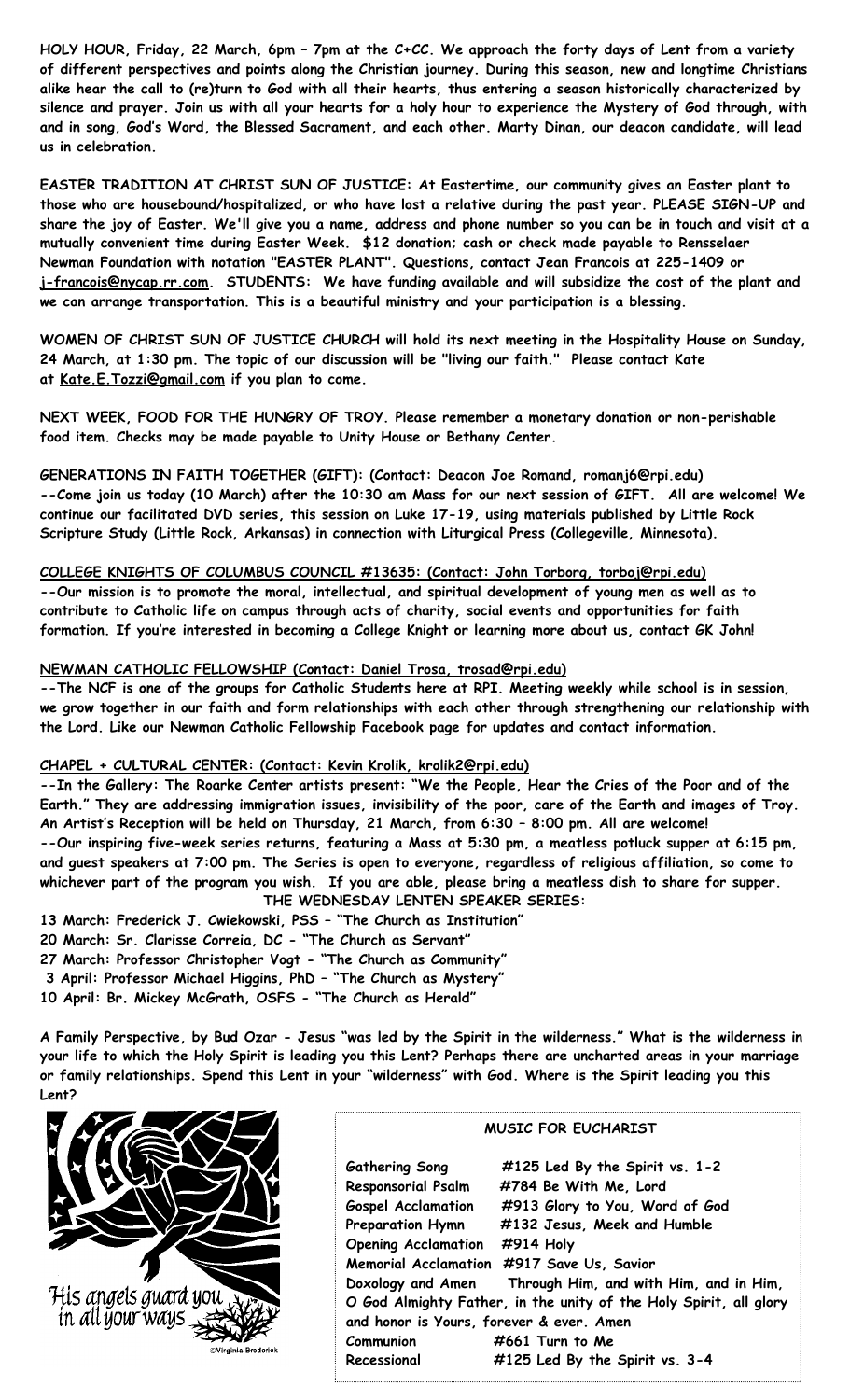**HOLY HOUR, Friday, 22 March, 6pm – 7pm at the C+CC. We approach the forty days of Lent from a variety of different perspectives and points along the Christian journey. During this season, new and longtime Christians alike hear the call to (re)turn to God with all their hearts, thus entering a season historically characterized by silence and prayer. Join us with all your hearts for a holy hour to experience the Mystery of God through, with and in song, God's Word, the Blessed Sacrament, and each other. Marty Dinan, our deacon candidate, will lead us in celebration.**

**EASTER TRADITION AT CHRIST SUN OF JUSTICE: At Eastertime, our community gives an Easter plant to those who are housebound/hospitalized, or who have lost a relative during the past year. PLEASE SIGN-UP and share the joy of Easter. We'll give you a name, address and phone number so you can be in touch and visit at a mutually convenient time during Easter Week. $12 donation; cash or check made payable to Rensselaer Newman Foundation with notation "EASTER PLANT". Questions, contact Jean Francois at 225-1409 or j-francois@nycap.rr.com. STUDENTS: We have funding available and will subsidize the cost of the plant and we can arrange transportation. This is a beautiful ministry and your participation is a blessing.**

**WOMEN OF CHRIST SUN OF JUSTICE CHURCH will hold its next meeting in the Hospitality House on Sunday, 24 March, at 1:30 pm. The topic of our discussion will be "living our faith." Please contact Kate at Kate.E.Tozzi@gmail.com if you plan to come.**

**NEXT WEEK, FOOD FOR THE HUNGRY OF TROY. Please remember a monetary donation or non-perishable food item. Checks may be made payable to Unity House or Bethany Center.**

**GENERATIONS IN FAITH TOGETHER (GIFT): (Contact: Deacon Joe Romand, romanj6@rpi.edu)**
**--Come join us today (10 March) after the 10:30 am Mass for our next session of GIFT. All are welcome! We continue our facilitated DVD series, this session on Luke 17-19, using materials published by Little Rock Scripture Study (Little Rock, Arkansas) in connection with Liturgical Press (Collegeville, Minnesota).**

**COLLEGE KNIGHTS OF COLUMBUS COUNCIL #13635: (Contact: John Torborg, torboj@rpi.edu)**
**--Our mission is to promote the moral, intellectual, and spiritual development of young men as well as to contribute to Catholic life on campus through acts of charity, social events and opportunities for faith formation. If you're interested in becoming a College Knight or learning more about us, contact GK John!**

**NEWMAN CATHOLIC FELLOWSHIP (Contact: Daniel Trosa, trosad@rpi.edu)**
**--The NCF is one of the groups for Catholic Students here at RPI. Meeting weekly while school is in session, we grow together in our faith and form relationships with each other through strengthening our relationship with the Lord. Like our Newman Catholic Fellowship Facebook page for updates and contact information.**

**CHAPEL + CULTURAL CENTER: (Contact: Kevin Krolik, krolik2@rpi.edu)**
**--In the Gallery: The Roarke Center artists present: "We the People, Hear the Cries of the Poor and of the Earth." They are addressing immigration issues, invisibility of the poor, care of the Earth and images of Troy. An Artist's Reception will be held on Thursday, 21 March, from 6:30 – 8:00 pm. All are welcome!**
**--Our inspiring five-week series returns, featuring a Mass at 5:30 pm, a meatless potluck supper at 6:15 pm, and guest speakers at 7:00 pm. The Series is open to everyone, regardless of religious affiliation, so come to whichever part of the program you wish. If you are able, please bring a meatless dish to share for supper.**

**THE WEDNESDAY LENTEN SPEAKER SERIES:**

**13 March: Frederick J. Cwiekowski, PSS – "The Church as Institution"**
**20 March: Sr. Clarisse Correia, DC - "The Church as Servant"**
**27 March: Professor Christopher Vogt - "The Church as Community"**
**3 April: Professor Michael Higgins, PhD – "The Church as Mystery"**
**10 April: Br. Mickey McGrath, OSFS - "The Church as Herald"**

**A Family Perspective, by Bud Ozar - Jesus "was led by the Spirit in the wilderness." What is the wilderness in your life to which the Holy Spirit is leading you this Lent? Perhaps there are uncharted areas in your marriage or family relationships. Spend this Lent in your "wilderness" with God. Where is the Spirit leading you this Lent?**

His angels guard you in all your ways

©Virginia Broderick

**MUSIC FOR EUCHARIST**

| | |
|---|---|
| Gathering Song | #125 Led By the Spirit vs. 1-2 |
| Responsorial Psalm | #784 Be With Me, Lord |
| Gospel Acclamation | #913 Glory to You, Word of God |
| Preparation Hymn | #132 Jesus, Meek and Humble |
| Opening Acclamation | #914 Holy |
| Memorial Acclamation | #917 Save Us, Savior |
| Doxology and Amen | Through Him, and with Him, and in Him, O God Almighty Father, in the unity of the Holy Spirit, all glory and honor is Yours, forever & ever. Amen |
| Communion | #661 Turn to Me |
| Recessional | #125 Led By the Spirit vs. 3-4 |